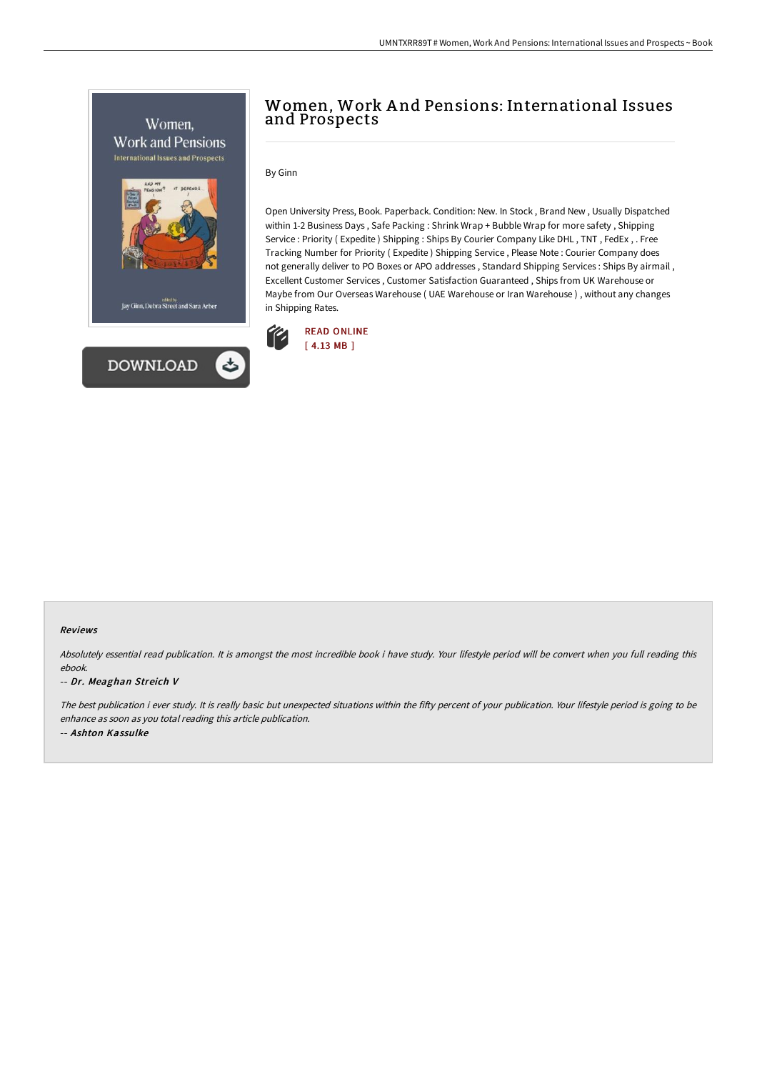# Women, Work And Pensions: International Issues and Prospects

By Ginn

Open University Press, Book. Paperback. Condition: New. In Stock , Brand New , Usually Dispatched within 1-2 Business Days , Safe Packing : Shrink Wrap + Bubble Wrap for more safety , Shipping Service : Priority ( Expedite ) Shipping : Ships By Courier Company Like DHL , TNT , FedEx , . Free Tracking Number for Priority ( Expedite ) Shipping Service , Please Note : Courier Company does not generally deliver to PO Boxes or APO addresses , Standard Shipping Services : Ships By airmail , Excellent Customer Services , Customer Satisfaction Guaranteed , Ships from UK Warehouse or Maybe from Our Overseas Warehouse ( UAE Warehouse or Iran Warehouse ) , without any changes in Shipping Rates.

READ ONLINE
[ 4.13 MB ]

DOWNLOAD

#### Reviews

*Absolutely essential read publication. It is amongst the most incredible book i have study. Your lifestyle period will be convert when you full reading this ebook.*

*-- Dr. Meaghan Streich V*

*The best publication i ever study. It is really basic but unexpected situations within the fifty percent of your publication. Your lifestyle period is going to be enhance as soon as you total reading this article publication.*

*-- Ashton Kassulke*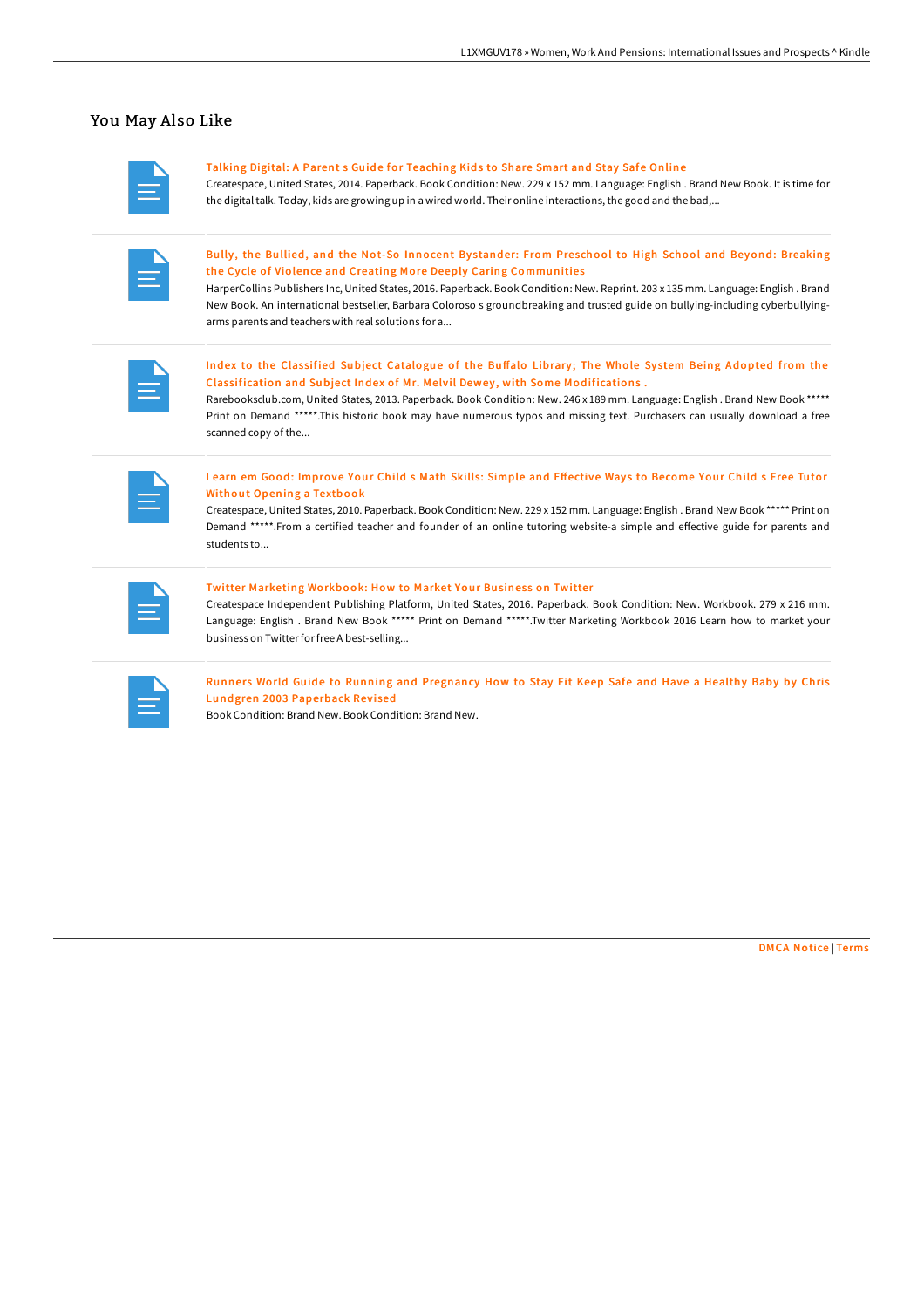## You May Also Like

**Talking Digital: A Parent s Guide for Teaching Kids to Share Smart and Stay Safe Online**

Createspace, United States, 2014. Paperback. Book Condition: New. 229 x 152 mm. Language: English . Brand New Book. It is time for the digital talk. Today, kids are growing up in a wired world. Their online interactions, the good and the bad,...

**Bully, the Bullied, and the Not-So Innocent Bystander: From Preschool to High School and Beyond: Breaking the Cycle of Violence and Creating More Deeply Caring Communities**

HarperCollins Publishers Inc, United States, 2016. Paperback. Book Condition: New. Reprint. 203 x 135 mm. Language: English . Brand New Book. An international bestseller, Barbara Coloroso s groundbreaking and trusted guide on bullying-including cyberbullying-arms parents and teachers with real solutions for a...

**Index to the Classified Subject Catalogue of the Buffalo Library; The Whole System Being Adopted from the Classification and Subject Index of Mr. Melvil Dewey, with Some Modifications .**

Rarebooksclub.com, United States, 2013. Paperback. Book Condition: New. 246 x 189 mm. Language: English . Brand New Book ***** Print on Demand *****.This historic book may have numerous typos and missing text. Purchasers can usually download a free scanned copy of the...

**Learn em Good: Improve Your Child s Math Skills: Simple and Effective Ways to Become Your Child s Free Tutor Without Opening a Textbook**

Createspace, United States, 2010. Paperback. Book Condition: New. 229 x 152 mm. Language: English . Brand New Book ***** Print on Demand *****.From a certified teacher and founder of an online tutoring website-a simple and effective guide for parents and students to...

**Twitter Marketing Workbook: How to Market Your Business on Twitter**

Createspace Independent Publishing Platform, United States, 2016. Paperback. Book Condition: New. Workbook. 279 x 216 mm. Language: English . Brand New Book ***** Print on Demand *****.Twitter Marketing Workbook 2016 Learn how to market your business on Twitter for free A best-selling...

**Runners World Guide to Running and Pregnancy How to Stay Fit Keep Safe and Have a Healthy Baby by Chris Lundgren 2003 Paperback Revised**

Book Condition: Brand New. Book Condition: Brand New.